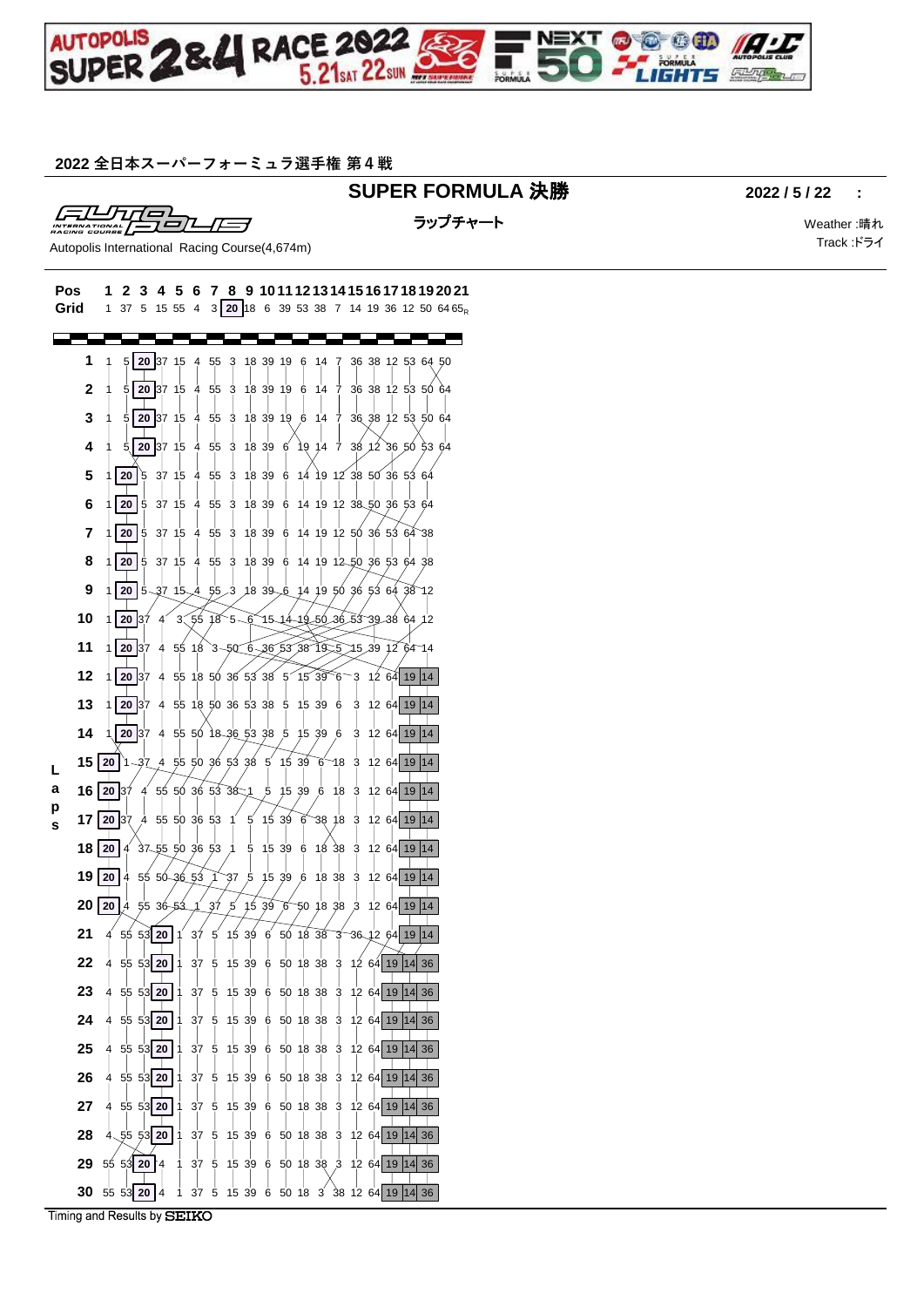2022 全日本スーパーフォーミュラ選手権 第４戦

# SUPER FORMULA 決勝

2022 / 5 / 22 :

## ラップチャート

Autopolis International Racing Course(4,674m)

Weather :晴れ
Track :ドライ

| Pos | 1 | 2 | 3 | 4 | 5 | 6 | 7 | 8 | 9 | 10 | 11 | 12 | 13 | 14 | 15 | 16 | 17 | 18 | 19 | 20 | 21 |
|---|---|---|---|---|---|---|---|---|---|---|---|---|---|---|---|---|---|---|---|---|---|
| Grid | 1 | 37 | 5 | 15 | 55 | 4 | 3 | 20 | 18 | 6 | 39 | 53 | 38 | 7 | 14 | 19 | 36 | 12 | 50 | 64 | 65R |
| 1 | 1 | 5 | 20 | 37 | 15 | 4 | 55 | 3 | 18 | 39 | 19 | 6 | 14 | 7 | 36 | 38 | 12 | 53 | 64 | 50 | |
| 2 | 1 | 5 | 20 | 37 | 15 | 4 | 55 | 3 | 18 | 39 | 19 | 6 | 14 | 7 | 36 | 38 | 12 | 53 | 50 | 64 | |
| 3 | 1 | 5 | 20 | 37 | 15 | 4 | 55 | 3 | 18 | 39 | 19 | 6 | 14 | 7 | 36 | 38 | 12 | 53 | 50 | 64 | |
| 4 | 1 | 5 | 20 | 37 | 15 | 4 | 55 | 3 | 18 | 39 | 6 | 19 | 14 | 7 | 38 | 12 | 36 | 50 | 53 | 64 | |
| 5 | 1 | 20 | 5 | 37 | 15 | 4 | 55 | 3 | 18 | 39 | 6 | 14 | 19 | 12 | 38 | 50 | 36 | 53 | 64 | | |
| 6 | 1 | 20 | 5 | 37 | 15 | 4 | 55 | 3 | 18 | 39 | 6 | 14 | 19 | 12 | 38 | 50 | 36 | 53 | 64 | | |
| 7 | 1 | 20 | 5 | 37 | 15 | 4 | 55 | 3 | 18 | 39 | 6 | 14 | 19 | 12 | 50 | 36 | 53 | 64 | 38 | | |
| 8 | 1 | 20 | 5 | 37 | 15 | 4 | 55 | 3 | 18 | 39 | 6 | 14 | 19 | 12 | 50 | 36 | 53 | 64 | 38 | | |
| 9 | 1 | 20 | 5 | 37 | 15 | 4 | 55 | 3 | 18 | 39 | 6 | 14 | 19 | 50 | 36 | 53 | 64 | 38 | 12 | | |
| 10 | 1 | 20 | 37 | 4 | 3 | 55 | 18 | 5 | 6 | 15 | 14 | 19 | 50 | 36 | 53 | 39 | 38 | 64 | 12 | | |
| 11 | 1 | 20 | 37 | 4 | 55 | 18 | 3 | 50 | 6 | 36 | 53 | 38 | 19 | 5 | 15 | 39 | 12 | 64 | 14 | | |
| 12 | 1 | 20 | 37 | 4 | 55 | 18 | 50 | 36 | 53 | 38 | 5 | 15 | 39 | 6 | 3 | 12 | 64 | 19 | 14 | | |
| 13 | 1 | 20 | 37 | 4 | 55 | 18 | 50 | 36 | 53 | 38 | 5 | 15 | 39 | 6 | 3 | 12 | 64 | 19 | 14 | | |
| 14 | 1 | 20 | 37 | 4 | 55 | 50 | 18 | 36 | 53 | 38 | 5 | 15 | 39 | 6 | 3 | 12 | 64 | 19 | 14 | | |
| 15 | 20 | 1 | 37 | 4 | 55 | 50 | 36 | 53 | 38 | 5 | 15 | 39 | 6 | 18 | 3 | 12 | 64 | 19 | 14 | | |
| 16 | 20 | 37 | 4 | 55 | 50 | 36 | 53 | 38 | 1 | 5 | 15 | 39 | 6 | 18 | 3 | 12 | 64 | 19 | 14 | | |
| 17 | 20 | 37 | 4 | 55 | 50 | 36 | 53 | 1 | 5 | 15 | 39 | 6 | 38 | 18 | 3 | 12 | 64 | 19 | 14 | | |
| 18 | 20 | 4 | 37 | 55 | 50 | 36 | 53 | 1 | 5 | 15 | 39 | 6 | 18 | 38 | 3 | 12 | 64 | 19 | 14 | | |
| 19 | 20 | 4 | 55 | 50 | 36 | 53 | 1 | 37 | 5 | 15 | 39 | 6 | 18 | 38 | 3 | 12 | 64 | 19 | 14 | | |
| 20 | 20 | 4 | 55 | 36 | 53 | 1 | 37 | 5 | 15 | 39 | 6 | 50 | 18 | 38 | 3 | 12 | 64 | 19 | 14 | | |
| 21 | 4 | 55 | 53 | 20 | 1 | 37 | 5 | 15 | 39 | 6 | 50 | 18 | 38 | 3 | 36 | 12 | 64 | 19 | 14 | | |
| 22 | 4 | 55 | 53 | 20 | 1 | 37 | 5 | 15 | 39 | 6 | 50 | 18 | 38 | 3 | 12 | 64 | 19 | 14 | 36 | | |
| 23 | 4 | 55 | 53 | 20 | 1 | 37 | 5 | 15 | 39 | 6 | 50 | 18 | 38 | 3 | 12 | 64 | 19 | 14 | 36 | | |
| 24 | 4 | 55 | 53 | 20 | 1 | 37 | 5 | 15 | 39 | 6 | 50 | 18 | 38 | 3 | 12 | 64 | 19 | 14 | 36 | | |
| 25 | 4 | 55 | 53 | 20 | 1 | 37 | 5 | 15 | 39 | 6 | 50 | 18 | 38 | 3 | 12 | 64 | 19 | 14 | 36 | | |
| 26 | 4 | 55 | 53 | 20 | 1 | 37 | 5 | 15 | 39 | 6 | 50 | 18 | 38 | 3 | 12 | 64 | 19 | 14 | 36 | | |
| 27 | 4 | 55 | 53 | 20 | 1 | 37 | 5 | 15 | 39 | 6 | 50 | 18 | 38 | 3 | 12 | 64 | 19 | 14 | 36 | | |
| 28 | 4 | 55 | 53 | 20 | 1 | 37 | 5 | 15 | 39 | 6 | 50 | 18 | 38 | 3 | 12 | 64 | 19 | 14 | 36 | | |
| 29 | 55 | 53 | 20 | 4 | 1 | 37 | 5 | 15 | 39 | 6 | 50 | 18 | 38 | 3 | 12 | 64 | 19 | 14 | 36 | | |
| 30 | 55 | 53 | 20 | 4 | 1 | 37 | 5 | 15 | 39 | 6 | 50 | 18 | 3 | 38 | 12 | 64 | 19 | 14 | 36 | | |

Timing and Results by SEIKO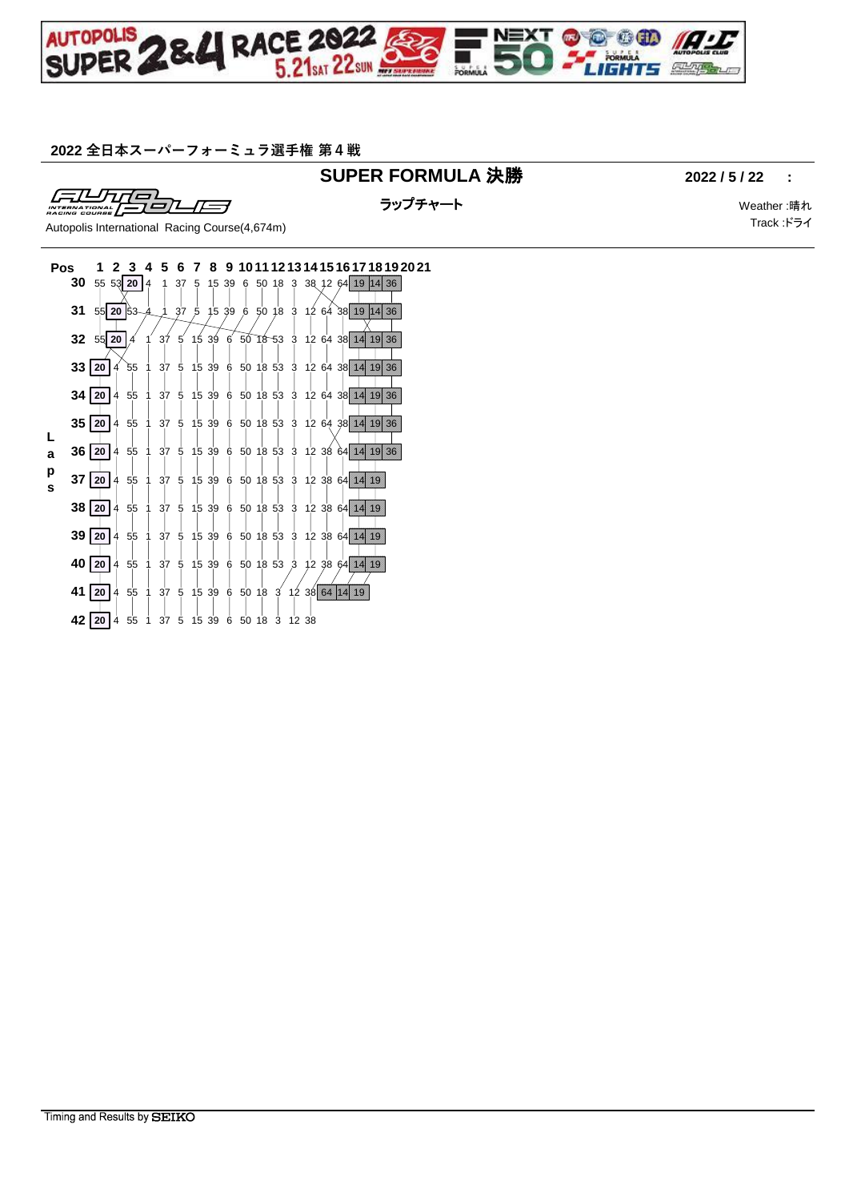AUTOPOLIS SUPER 2&4 RACE 2022 5.21SAT 22SUN

2022 全日本スーパーフォーミュラ選手権 第４戦

## SUPER FORMULA 決勝

2022 / 5 / 22　:

ラップチャート

Weather :晴れ
Track :ドライ

Autopolis International Racing Course(4,674m)

| Laps \ Pos | 1 | 2 | 3 | 4 | 5 | 6 | 7 | 8 | 9 | 10 | 11 | 12 | 13 | 14 | 15 | 16 | 17 | 18 | 19 | 20 | 21 |
|---|---|---|---|---|---|---|---|---|---|---|---|---|---|---|---|---|---|---|---|---|---|
| 30 | 55 | 53 | 20 | 4 | 1 | 37 | 5 | 15 | 39 | 6 | 50 | 18 | 3 | 38 | 12 | 64 | 19 | 14 | 36 | | |
| 31 | 55 | 20 | 53 | 4 | 1 | 37 | 5 | 15 | 39 | 6 | 50 | 18 | 3 | 12 | 64 | 38 | 19 | 14 | 36 | | |
| 32 | 55 | 20 | 4 | 1 | 37 | 5 | 15 | 39 | 6 | 50 | 18 | 53 | 3 | 12 | 64 | 38 | 14 | 19 | 36 | | |
| 33 | 20 | 4 | 55 | 1 | 37 | 5 | 15 | 39 | 6 | 50 | 18 | 53 | 3 | 12 | 64 | 38 | 14 | 19 | 36 | | |
| 34 | 20 | 4 | 55 | 1 | 37 | 5 | 15 | 39 | 6 | 50 | 18 | 53 | 3 | 12 | 64 | 38 | 14 | 19 | 36 | | |
| 35 | 20 | 4 | 55 | 1 | 37 | 5 | 15 | 39 | 6 | 50 | 18 | 53 | 3 | 12 | 64 | 38 | 14 | 19 | 36 | | |
| 36 | 20 | 4 | 55 | 1 | 37 | 5 | 15 | 39 | 6 | 50 | 18 | 53 | 3 | 12 | 38 | 64 | 14 | 19 | 36 | | |
| 37 | 20 | 4 | 55 | 1 | 37 | 5 | 15 | 39 | 6 | 50 | 18 | 53 | 3 | 12 | 38 | 64 | 14 | 19 | | | |
| 38 | 20 | 4 | 55 | 1 | 37 | 5 | 15 | 39 | 6 | 50 | 18 | 53 | 3 | 12 | 38 | 64 | 14 | 19 | | | |
| 39 | 20 | 4 | 55 | 1 | 37 | 5 | 15 | 39 | 6 | 50 | 18 | 53 | 3 | 12 | 38 | 64 | 14 | 19 | | | |
| 40 | 20 | 4 | 55 | 1 | 37 | 5 | 15 | 39 | 6 | 50 | 18 | 53 | 3 | 12 | 38 | 64 | 14 | 19 | | | |
| 41 | 20 | 4 | 55 | 1 | 37 | 5 | 15 | 39 | 6 | 50 | 18 | 3 | 12 | 38 | 64 | 14 | 19 | | | | |
| 42 | 20 | 4 | 55 | 1 | 37 | 5 | 15 | 39 | 6 | 50 | 18 | 3 | 12 | 38 | | | | | | | |

Timing and Results by SEIKO